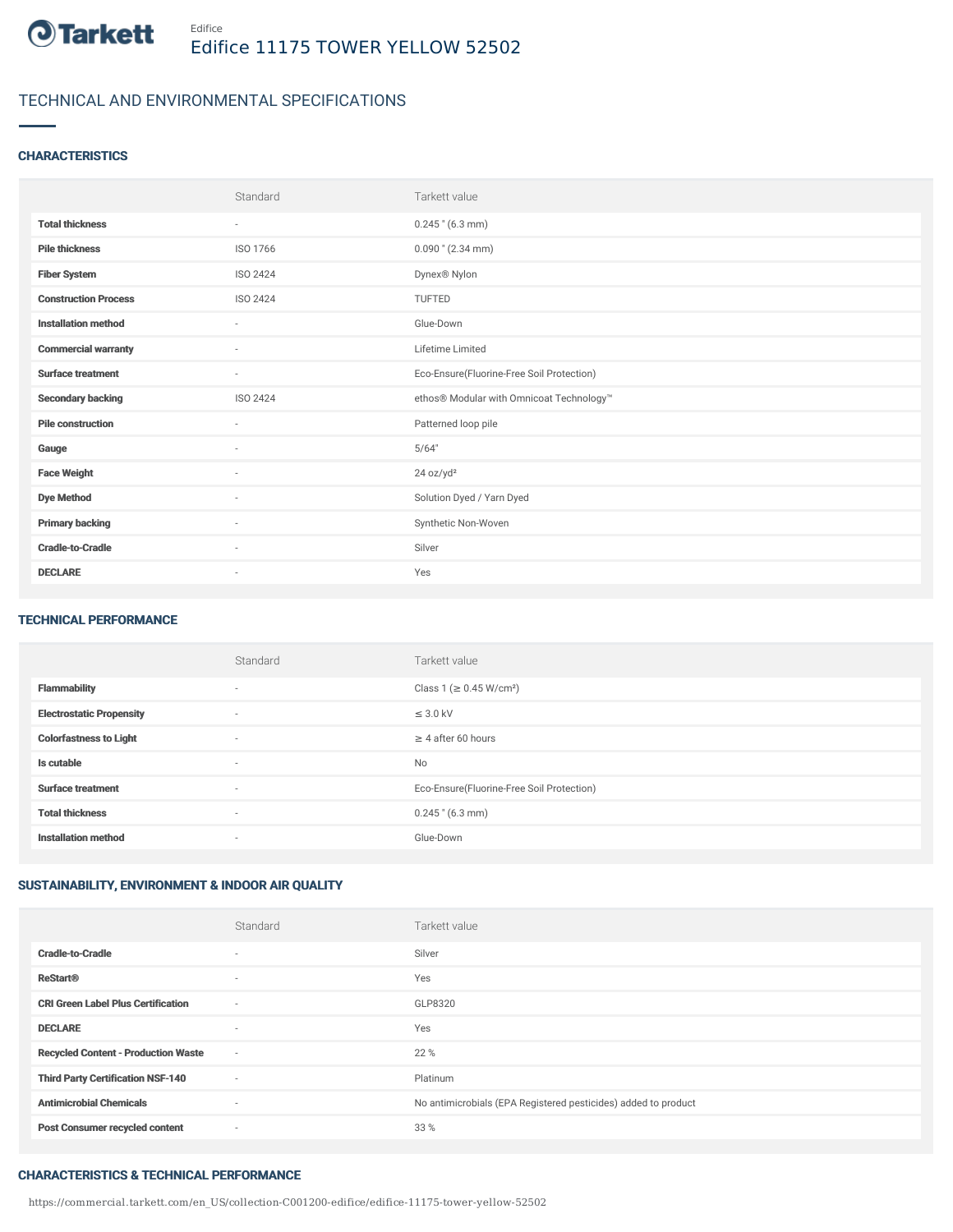Tarkett

Edifice

# Edifice 11175 TOWER YELLOW 52502

## TECHNICAL AND ENVIRONMENTAL SPECIFICATIONS

### CHARACTERISTICS

| | Standard | Tarkett value |
|---|---|---|
| **Total thickness** | - | 0.245 " (6.3 mm) |
| **Pile thickness** | ISO 1766 | 0.090 " (2.34 mm) |
| **Fiber System** | ISO 2424 | Dynex® Nylon |
| **Construction Process** | ISO 2424 | TUFTED |
| **Installation method** | - | Glue-Down |
| **Commercial warranty** | - | Lifetime Limited |
| **Surface treatment** | - | Eco-Ensure(Fluorine-Free Soil Protection) |
| **Secondary backing** | ISO 2424 | ethos® Modular with Omnicoat Technology™ |
| **Pile construction** | - | Patterned loop pile |
| **Gauge** | - | 5/64" |
| **Face Weight** | - | 24 oz/yd² |
| **Dye Method** | - | Solution Dyed / Yarn Dyed |
| **Primary backing** | - | Synthetic Non-Woven |
| **Cradle-to-Cradle** | - | Silver |
| **DECLARE** | - | Yes |

### TECHNICAL PERFORMANCE

| | Standard | Tarkett value |
|---|---|---|
| **Flammability** | - | Class 1 (≥ 0.45 W/cm²) |
| **Electrostatic Propensity** | - | ≤ 3.0 kV |
| **Colorfastness to Light** | - | ≥ 4 after 60 hours |
| **Is cutable** | - | No |
| **Surface treatment** | - | Eco-Ensure(Fluorine-Free Soil Protection) |
| **Total thickness** | - | 0.245 " (6.3 mm) |
| **Installation method** | - | Glue-Down |

### SUSTAINABILITY, ENVIRONMENT & INDOOR AIR QUALITY

| | Standard | Tarkett value |
|---|---|---|
| **Cradle-to-Cradle** | - | Silver |
| **ReStart®** | - | Yes |
| **CRI Green Label Plus Certification** | - | GLP8320 |
| **DECLARE** | - | Yes |
| **Recycled Content - Production Waste** | - | 22 % |
| **Third Party Certification NSF-140** | - | Platinum |
| **Antimicrobial Chemicals** | - | No antimicrobials (EPA Registered pesticides) added to product |
| **Post Consumer recycled content** | - | 33 % |

### CHARACTERISTICS & TECHNICAL PERFORMANCE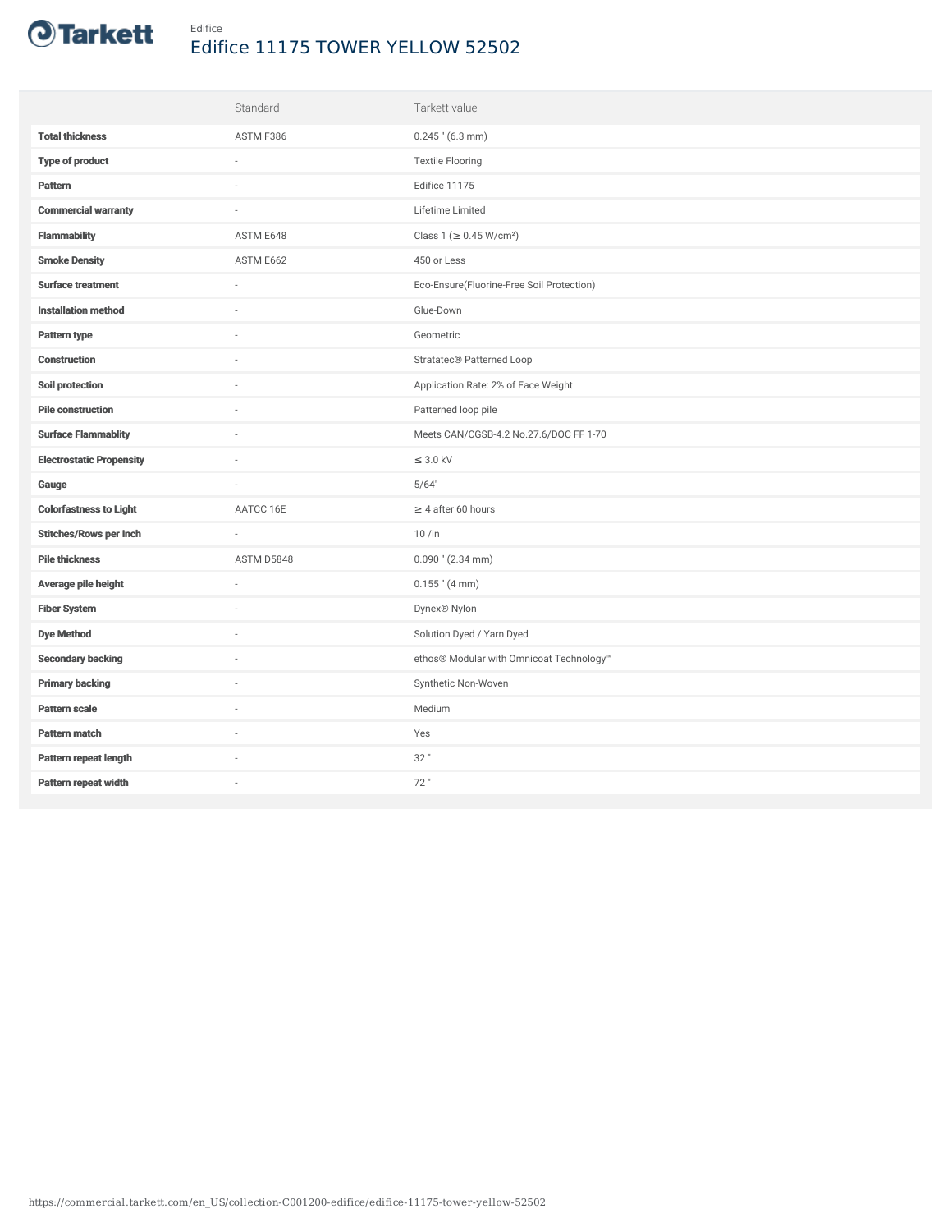Edifice

# Edifice 11175 TOWER YELLOW 52502

| | Standard | Tarkett value |
|---|---|---|
| **Total thickness** | ASTM F386 | 0.245 " (6.3 mm) |
| **Type of product** | - | Textile Flooring |
| **Pattern** | - | Edifice 11175 |
| **Commercial warranty** | - | Lifetime Limited |
| **Flammability** | ASTM E648 | Class 1 (≥ 0.45 W/cm²) |
| **Smoke Density** | ASTM E662 | 450 or Less |
| **Surface treatment** | - | Eco-Ensure(Fluorine-Free Soil Protection) |
| **Installation method** | - | Glue-Down |
| **Pattern type** | - | Geometric |
| **Construction** | - | Stratatec® Patterned Loop |
| **Soil protection** | - | Application Rate: 2% of Face Weight |
| **Pile construction** | - | Patterned loop pile |
| **Surface Flammablity** | - | Meets CAN/CGSB-4.2 No.27.6/DOC FF 1-70 |
| **Electrostatic Propensity** | - | ≤ 3.0 kV |
| **Gauge** | - | 5/64" |
| **Colorfastness to Light** | AATCC 16E | ≥ 4 after 60 hours |
| **Stitches/Rows per Inch** | - | 10 /in |
| **Pile thickness** | ASTM D5848 | 0.090 " (2.34 mm) |
| **Average pile height** | - | 0.155 " (4 mm) |
| **Fiber System** | - | Dynex® Nylon |
| **Dye Method** | - | Solution Dyed / Yarn Dyed |
| **Secondary backing** | - | ethos® Modular with Omnicoat Technology™ |
| **Primary backing** | - | Synthetic Non-Woven |
| **Pattern scale** | - | Medium |
| **Pattern match** | - | Yes |
| **Pattern repeat length** | - | 32 " |
| **Pattern repeat width** | - | 72 " |

https://commercial.tarkett.com/en_US/collection-C001200-edifice/edifice-11175-tower-yellow-52502